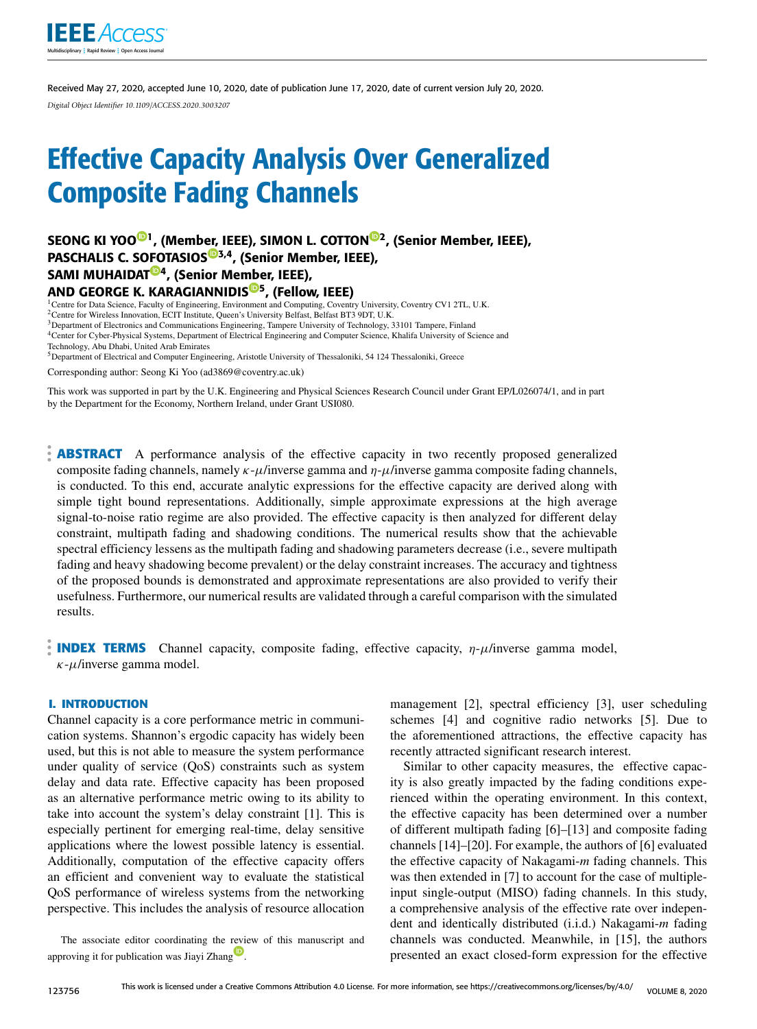Received May 27, 2020, accepted June 10, 2020, date of publication June 17, 2020, date of current version July 20, 2020.

*Digital Object Identifier 10.1109/ACCESS.2020.3003207*

# Effective Capacity Analysis Over Generalized Composite Fading Channels

**SEONG KI YOO[1], (Member, IEEE), SIMON L. COTTON[2], (Senior Member, IEEE), PASCHALIS C. SOFOTASIOS[3,4], (Senior Member, IEEE), SAMI MUHAIDAT[4], (Senior Member, IEEE), AND GEORGE K. KARAGIANNIDIS[5], (Fellow, IEEE)**

[1]Centre for Data Science, Faculty of Engineering, Environment and Computing, Coventry University, Coventry CV1 2TL, U.K.
[2]Centre for Wireless Innovation, ECIT Institute, Queen's University Belfast, Belfast BT3 9DT, U.K.
[3]Department of Electronics and Communications Engineering, Tampere University of Technology, 33101 Tampere, Finland
[4]Center for Cyber-Physical Systems, Department of Electrical Engineering and Computer Science, Khalifa University of Science and Technology, Abu Dhabi, United Arab Emirates
[5]Department of Electrical and Computer Engineering, Aristotle University of Thessaloniki, 54 124 Thessaloniki, Greece

Corresponding author: Seong Ki Yoo (ad3869@coventry.ac.uk)

This work was supported in part by the U.K. Engineering and Physical Sciences Research Council under Grant EP/L026074/1, and in part by the Department for the Economy, Northern Ireland, under Grant USI080.

**ABSTRACT** A performance analysis of the effective capacity in two recently proposed generalized composite fading channels, namely $\kappa$-$\mu$/inverse gamma and $\eta$-$\mu$/inverse gamma composite fading channels, is conducted. To this end, accurate analytic expressions for the effective capacity are derived along with simple tight bound representations. Additionally, simple approximate expressions at the high average signal-to-noise ratio regime are also provided. The effective capacity is then analyzed for different delay constraint, multipath fading and shadowing conditions. The numerical results show that the achievable spectral efficiency lessens as the multipath fading and shadowing parameters decrease (i.e., severe multipath fading and heavy shadowing become prevalent) or the delay constraint increases. The accuracy and tightness of the proposed bounds is demonstrated and approximate representations are also provided to verify their usefulness. Furthermore, our numerical results are validated through a careful comparison with the simulated results.

**INDEX TERMS** Channel capacity, composite fading, effective capacity, $\eta$-$\mu$/inverse gamma model, $\kappa$-$\mu$/inverse gamma model.

## I. INTRODUCTION

Channel capacity is a core performance metric in communication systems. Shannon's ergodic capacity has widely been used, but this is not able to measure the system performance under quality of service (QoS) constraints such as system delay and data rate. Effective capacity has been proposed as an alternative performance metric owing to its ability to take into account the system's delay constraint [1]. This is especially pertinent for emerging real-time, delay sensitive applications where the lowest possible latency is essential. Additionally, computation of the effective capacity offers an efficient and convenient way to evaluate the statistical QoS performance of wireless systems from the networking perspective. This includes the analysis of resource allocation management [2], spectral efficiency [3], user scheduling schemes [4] and cognitive radio networks [5]. Due to the aforementioned attractions, the effective capacity has recently attracted significant research interest.

Similar to other capacity measures, the effective capacity is also greatly impacted by the fading conditions experienced within the operating environment. In this context, the effective capacity has been determined over a number of different multipath fading [6]–[13] and composite fading channels [14]–[20]. For example, the authors of [6] evaluated the effective capacity of Nakagami-*m* fading channels. This was then extended in [7] to account for the case of multiple-input single-output (MISO) fading channels. In this study, a comprehensive analysis of the effective rate over independent and identically distributed (i.i.d.) Nakagami-*m* fading channels was conducted. Meanwhile, in [15], the authors presented an exact closed-form expression for the effective

The associate editor coordinating the review of this manuscript and approving it for publication was Jiayi Zhang.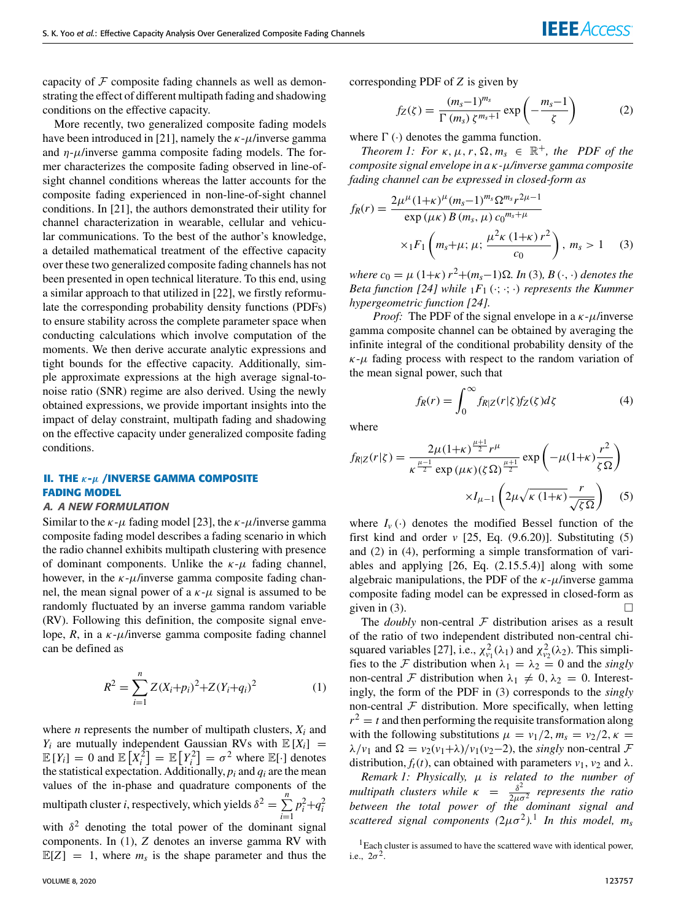capacity of $\mathcal{F}$ composite fading channels as well as demonstrating the effect of different multipath fading and shadowing conditions on the effective capacity.

More recently, two generalized composite fading models have been introduced in [21], namely the $\kappa$-$\mu$/inverse gamma and $\eta$-$\mu$/inverse gamma composite fading models. The former characterizes the composite fading observed in line-of-sight channel conditions whereas the latter accounts for the composite fading experienced in non-line-of-sight channel conditions. In [21], the authors demonstrated their utility for channel characterization in wearable, cellular and vehicular communications. To the best of the author's knowledge, a detailed mathematical treatment of the effective capacity over these two generalized composite fading channels has not been presented in open technical literature. To this end, using a similar approach to that utilized in [22], we firstly reformulate the corresponding probability density functions (PDFs) to ensure stability across the complete parameter space when conducting calculations which involve computation of the moments. We then derive accurate analytic expressions and tight bounds for the effective capacity. Additionally, simple approximate expressions at the high average signal-to-noise ratio (SNR) regime are also derived. Using the newly obtained expressions, we provide important insights into the impact of delay constraint, multipath fading and shadowing on the effective capacity under generalized composite fading conditions.

## II. THE $\kappa$-$\mu$ /INVERSE GAMMA COMPOSITE FADING MODEL

### A. A NEW FORMULATION

Similar to the $\kappa$-$\mu$ fading model [23], the $\kappa$-$\mu$/inverse gamma composite fading model describes a fading scenario in which the radio channel exhibits multipath clustering with presence of dominant components. Unlike the $\kappa$-$\mu$ fading channel, however, in the $\kappa$-$\mu$/inverse gamma composite fading channel, the mean signal power of a $\kappa$-$\mu$ signal is assumed to be randomly fluctuated by an inverse gamma random variable (RV). Following this definition, the composite signal envelope, $R$, in a $\kappa$-$\mu$/inverse gamma composite fading channel can be defined as

$$R^2 = \sum_{i=1}^{n} Z(X_i+p_i)^2+Z(Y_i+q_i)^2 \tag{1}$$

where $n$ represents the number of multipath clusters, $X_i$ and $Y_i$ are mutually independent Gaussian RVs with $\mathbb{E}[X_i] = \mathbb{E}[Y_i] = 0$ and $\mathbb{E}[X_i^2] = \mathbb{E}[Y_i^2] = \sigma^2$ where $\mathbb{E}[\cdot]$ denotes the statistical expectation. Additionally, $p_i$ and $q_i$ are the mean values of the in-phase and quadrature components of the multipath cluster $i$, respectively, which yields $\delta^2 = \sum_{i=1}^{n} p_i^2+q_i^2$ with $\delta^2$ denoting the total power of the dominant signal components. In (1), $Z$ denotes an inverse gamma RV with $\mathbb{E}[Z] = 1$, where $m_s$ is the shape parameter and thus the corresponding PDF of $Z$ is given by

$$f_Z(\zeta) = \frac{(m_s-1)^{m_s}}{\Gamma(m_s)\,\zeta^{m_s+1}} \exp\left(-\frac{m_s-1}{\zeta}\right) \tag{2}$$

where $\Gamma(\cdot)$ denotes the gamma function.

*Theorem 1: For $\kappa, \mu, r, \Omega, m_s \in \mathbb{R}^+$, the PDF of the composite signal envelope in a $\kappa$-$\mu$/inverse gamma composite fading channel can be expressed in closed-form as*

$$f_R(r) = \frac{2\mu^{\mu}(1+\kappa)^{\mu}(m_s-1)^{m_s}\Omega^{m_s}r^{2\mu-1}}{\exp(\mu\kappa)\,B(m_s,\mu)\,{c_0}^{m_s+\mu}} \times {}_1F_1\left(m_s+\mu;\,\mu;\,\frac{\mu^2\kappa\,(1+\kappa)\,r^2}{c_0}\right),\ m_s > 1 \tag{3}$$

*where $c_0 = \mu\,(1+\kappa)\,r^2+(m_s-1)\Omega$. In (3), $B(\cdot,\cdot)$ denotes the Beta function [24] while ${}_1F_1(\cdot;\cdot;\cdot)$ represents the Kummer hypergeometric function [24].*

*Proof:* The PDF of the signal envelope in a $\kappa$-$\mu$/inverse gamma composite channel can be obtained by averaging the infinite integral of the conditional probability density of the $\kappa$-$\mu$ fading process with respect to the random variation of the mean signal power, such that

$$f_R(r) = \int_0^{\infty} f_{R|Z}(r|\zeta) f_Z(\zeta) d\zeta \tag{4}$$

where

$$f_{R|Z}(r|\zeta) = \frac{2\mu(1+\kappa)^{\frac{\mu+1}{2}} r^{\mu}}{\kappa^{\frac{\mu-1}{2}} \exp(\mu\kappa) (\zeta\Omega)^{\frac{\mu+1}{2}}} \exp\left(-\mu(1+\kappa)\frac{r^2}{\zeta\Omega}\right) \times I_{\mu-1}\left(2\mu\sqrt{\kappa\,(1+\kappa)}\frac{r}{\sqrt{\zeta\Omega}}\right) \tag{5}$$

where $I_{\nu}(\cdot)$ denotes the modified Bessel function of the first kind and order $\nu$ [25, Eq. (9.6.20)]. Substituting (5) and (2) in (4), performing a simple transformation of variables and applying [26, Eq. (2.15.5.4)] along with some algebraic manipulations, the PDF of the $\kappa$-$\mu$/inverse gamma composite fading model can be expressed in closed-form as given in (3). $\square$

The *doubly* non-central $\mathcal{F}$ distribution arises as a result of the ratio of two independent distributed non-central chi-squared variables [27], i.e., $\chi^2_{v_1}(\lambda_1)$ and $\chi^2_{v_2}(\lambda_2)$. This simplifies to the $\mathcal{F}$ distribution when $\lambda_1 = \lambda_2 = 0$ and the *singly* non-central $\mathcal{F}$ distribution when $\lambda_1 \neq 0, \lambda_2 = 0$. Interestingly, the form of the PDF in (3) corresponds to the *singly* non-central $\mathcal{F}$ distribution. More specifically, when letting $r^2 = t$ and then performing the requisite transformation along with the following substitutions $\mu = v_1/2, m_s = v_2/2, \kappa = \lambda/v_1$ and $\Omega = v_2(v_1+\lambda)/v_1(v_2-2)$, the *singly* non-central $\mathcal{F}$ distribution, $f_t(t)$, can obtained with parameters $v_1$, $v_2$ and $\lambda$.

*Remark 1: Physically, $\mu$ is related to the number of multipath clusters while $\kappa = \frac{\delta^2}{2\mu\sigma^2}$ represents the ratio between the total power of the dominant signal and scattered signal components $(2\mu\sigma^2)$.[1] In this model, $m_s$*

[1] Each cluster is assumed to have the scattered wave with identical power, i.e., $2\sigma^2$.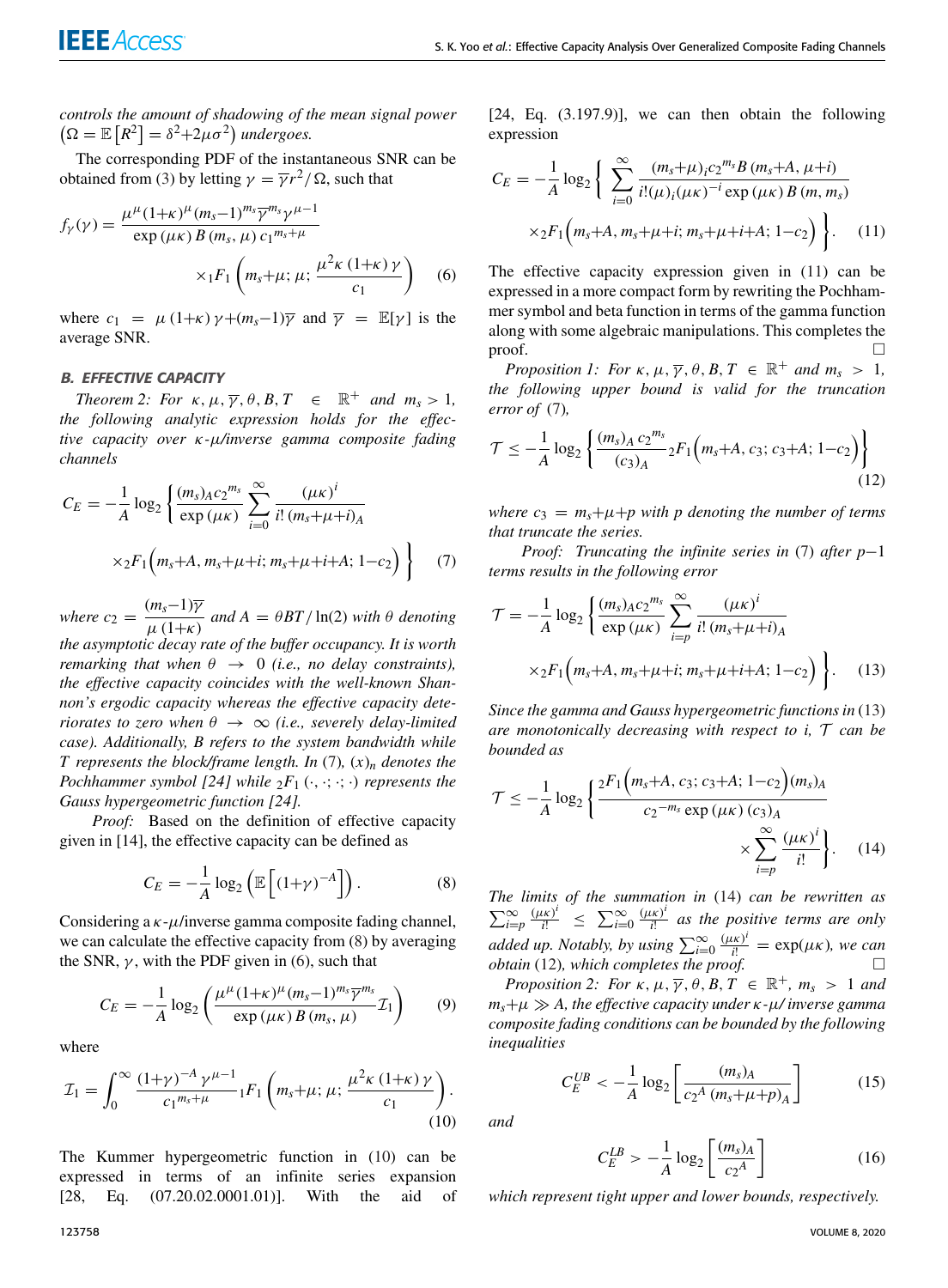*controls the amount of shadowing of the mean signal power* $\left(\Omega = \mathbb{E}\left[R^2\right] = \delta^2 + 2\mu\sigma^2\right)$ *undergoes.*

The corresponding PDF of the instantaneous SNR can be obtained from (3) by letting $\gamma = \overline{\gamma} r^2/\Omega$, such that

$$f_\gamma(\gamma) = \frac{\mu^\mu (1+\kappa)^\mu (m_s-1)^{m_s} \overline{\gamma}^{m_s} \gamma^{\mu-1}}{\exp(\mu\kappa)\, B(m_s, \mu)\, c_1{}^{m_s+\mu}} \times {}_1F_1\left(m_s+\mu;\, \mu;\, \frac{\mu^2\kappa(1+\kappa)\gamma}{c_1}\right) \tag{6}$$

where $c_1 = \mu(1+\kappa)\gamma + (m_s-1)\overline{\gamma}$ and $\overline{\gamma} = \mathbb{E}[\gamma]$ is the average SNR.

### B. EFFECTIVE CAPACITY

*Theorem 2: For* $\kappa, \mu, \overline{\gamma}, \theta, B, T \in \mathbb{R}^+$ *and* $m_s > 1$, *the following analytic expression holds for the effective capacity over* $\kappa$-$\mu$*/inverse gamma composite fading channels*

$$C_E = -\frac{1}{A}\log_2\left\{\frac{(m_s)_A c_2{}^{m_s}}{\exp(\mu\kappa)} \sum_{i=0}^{\infty} \frac{(\mu\kappa)^i}{i!\,(m_s+\mu+i)_A} \times {}_2F_1\Big(m_s+A,\, m_s+\mu+i;\, m_s+\mu+i+A;\, 1-c_2\Big)\right\} \tag{7}$$

*where* $c_2 = \dfrac{(m_s-1)\overline{\gamma}}{\mu(1+\kappa)}$ *and* $A = \theta BT/\ln(2)$ *with* $\theta$ *denoting the asymptotic decay rate of the buffer occupancy. It is worth remarking that when* $\theta \to 0$ *(i.e., no delay constraints), the effective capacity coincides with the well-known Shannon's ergodic capacity whereas the effective capacity deteriorates to zero when* $\theta \to \infty$ *(i.e., severely delay-limited case). Additionally, B refers to the system bandwidth while T represents the block/frame length. In (7),* $(x)_n$ *denotes the Pochhammer symbol [24] while* ${}_2F_1(\cdot,\cdot;\cdot;\cdot)$ *represents the Gauss hypergeometric function [24].*

*Proof:* Based on the definition of effective capacity given in [14], the effective capacity can be defined as

$$C_E = -\frac{1}{A}\log_2\left(\mathbb{E}\left[(1+\gamma)^{-A}\right]\right). \tag{8}$$

Considering a $\kappa$-$\mu$/inverse gamma composite fading channel, we can calculate the effective capacity from (8) by averaging the SNR, $\gamma$, with the PDF given in (6), such that

$$C_E = -\frac{1}{A}\log_2\left(\frac{\mu^\mu(1+\kappa)^\mu (m_s-1)^{m_s}\overline{\gamma}^{m_s}}{\exp(\mu\kappa)\, B(m_s,\mu)}\mathcal{I}_1\right) \tag{9}$$

where

$$\mathcal{I}_1 = \int_0^\infty \frac{(1+\gamma)^{-A}\gamma^{\mu-1}}{c_1{}^{m_s+\mu}}\, {}_1F_1\left(m_s+\mu;\, \mu;\, \frac{\mu^2\kappa(1+\kappa)\gamma}{c_1}\right). \tag{10}$$

The Kummer hypergeometric function in (10) can be expressed in terms of an infinite series expansion [28, Eq. (07.20.02.0001.01)]. With the aid of [24, Eq. (3.197.9)], we can then obtain the following expression

$$C_E = -\frac{1}{A}\log_2\left\{\sum_{i=0}^{\infty}\frac{(m_s+\mu)_i c_2{}^{m_s} B(m_s+A,\, \mu+i)}{i!(\mu)_i(\mu\kappa)^{-i}\exp(\mu\kappa)\, B(m, m_s)} \times {}_2F_1\Big(m_s+A,\, m_s+\mu+i;\, m_s+\mu+i+A;\, 1-c_2\Big)\right\}. \tag{11}$$

The effective capacity expression given in (11) can be expressed in a more compact form by rewriting the Pochhammer symbol and beta function in terms of the gamma function along with some algebraic manipulations. This completes the proof. $\square$

*Proposition 1: For* $\kappa, \mu, \overline{\gamma}, \theta, B, T \in \mathbb{R}^+$ *and* $m_s > 1$, *the following upper bound is valid for the truncation error of (7),*

$$\mathcal{T} \leq -\frac{1}{A}\log_2\left\{\frac{(m_s)_A\, c_2{}^{m_s}}{(c_3)_A}\, {}_2F_1\Big(m_s+A,\, c_3;\, c_3+A;\, 1-c_2\Big)\right\} \tag{12}$$

*where* $c_3 = m_s+\mu+p$ *with p denoting the number of terms that truncate the series.*

*Proof: Truncating the infinite series in (7) after* $p-1$ *terms results in the following error*

$$\mathcal{T} = -\frac{1}{A}\log_2\left\{\frac{(m_s)_A c_2{}^{m_s}}{\exp(\mu\kappa)}\sum_{i=p}^{\infty}\frac{(\mu\kappa)^i}{i!\,(m_s+\mu+i)_A} \times {}_2F_1\Big(m_s+A,\, m_s+\mu+i;\, m_s+\mu+i+A;\, 1-c_2\Big)\right\}. \tag{13}$$

*Since the gamma and Gauss hypergeometric functions in (13) are monotonically decreasing with respect to i,* $\mathcal{T}$ *can be bounded as*

$$\mathcal{T} \leq -\frac{1}{A}\log_2\left\{\frac{{}_2F_1\Big(m_s+A,\, c_3;\, c_3+A;\, 1-c_2\Big)(m_s)_A}{c_2{}^{-m_s}\exp(\mu\kappa)\,(c_3)_A} \times \sum_{i=p}^{\infty}\frac{(\mu\kappa)^i}{i!}\right\}. \tag{14}$$

*The limits of the summation in (14) can be rewritten as* $\sum_{i=p}^{\infty}\frac{(\mu\kappa)^i}{i!} \leq \sum_{i=0}^{\infty}\frac{(\mu\kappa)^i}{i!}$ *as the positive terms are only added up. Notably, by using* $\sum_{i=0}^{\infty}\frac{(\mu\kappa)^i}{i!} = \exp(\mu\kappa)$, *we can obtain (12), which completes the proof.* $\square$

*Proposition 2: For* $\kappa, \mu, \overline{\gamma}, \theta, B, T \in \mathbb{R}^+$, $m_s > 1$ *and* $m_s+\mu \gg A$, *the effective capacity under* $\kappa$-$\mu$*/ inverse gamma composite fading conditions can be bounded by the following inequalities*

$$C_E^{UB} < -\frac{1}{A}\log_2\left[\frac{(m_s)_A}{c_2{}^A\,(m_s+\mu+p)_A}\right] \tag{15}$$

*and*

$$C_E^{LB} > -\frac{1}{A}\log_2\left[\frac{(m_s)_A}{c_2{}^A}\right] \tag{16}$$

*which represent tight upper and lower bounds, respectively.*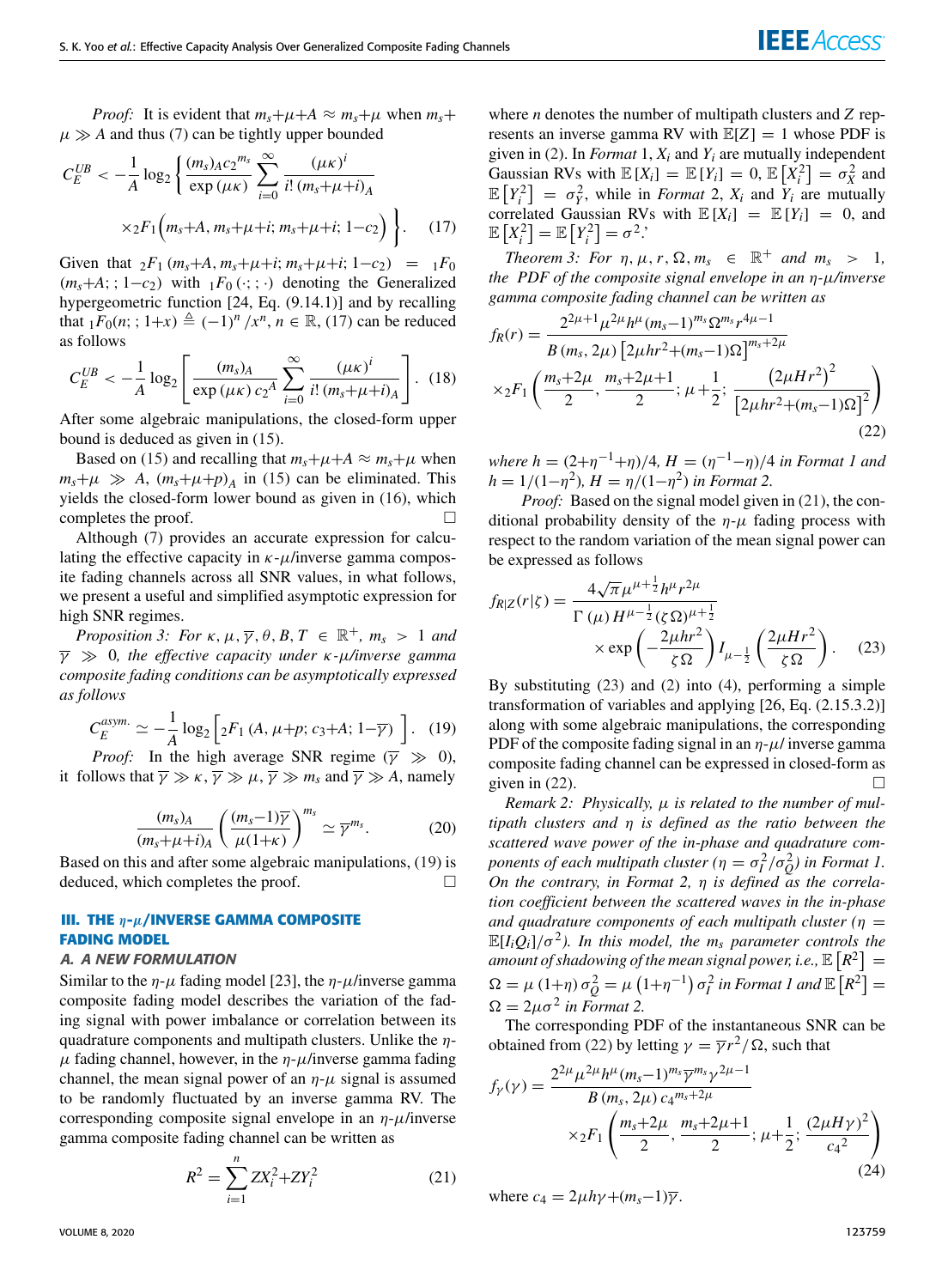*Proof:* It is evident that $m_s+\mu+A \approx m_s+\mu$ when $m_s+\mu \gg A$ and thus (7) can be tightly upper bounded

$$C_E^{UB} < -\frac{1}{A}\log_2\left\{\frac{(m_s)_A c_2{}^{m_s}}{\exp(\mu\kappa)}\sum_{i=0}^{\infty}\frac{(\mu\kappa)^i}{i!\,(m_s+\mu+i)_A}\times{}_2F_1\Big(m_s+A,\, m_s+\mu+i;\, m_s+\mu+i;\, 1-c_2\Big)\right\}. \quad (17)$$

Given that ${}_2F_1\,(m_s+A, m_s+\mu+i; m_s+\mu+i; 1-c_2) = {}_1F_0\,(m_s+A; ; 1-c_2)$ with ${}_1F_0\,(\cdot; ; \cdot)$ denoting the Generalized hypergeometric function [24, Eq. (9.14.1)] and by recalling that ${}_1F_0(n; ; 1+x) \triangleq (-1)^n/x^n$, $n \in \mathbb{R}$, (17) can be reduced as follows

$$C_E^{UB} < -\frac{1}{A}\log_2\left[\frac{(m_s)_A}{\exp(\mu\kappa)\, c_2{}^A}\sum_{i=0}^{\infty}\frac{(\mu\kappa)^i}{i!\,(m_s+\mu+i)_A}\right]. \quad (18)$$

After some algebraic manipulations, the closed-form upper bound is deduced as given in (15).

Based on (15) and recalling that $m_s+\mu+A \approx m_s+\mu$ when $m_s+\mu \gg A$, $(m_s+\mu+p)_A$ in (15) can be eliminated. This yields the closed-form lower bound as given in (16), which completes the proof. □

Although (7) provides an accurate expression for calculating the effective capacity in $\kappa$-$\mu$/inverse gamma composite fading channels across all SNR values, in what follows, we present a useful and simplified asymptotic expression for high SNR regimes.

*Proposition 3: For $\kappa, \mu, \overline{\gamma}, \theta, B, T \in \mathbb{R}^+$, $m_s > 1$ and $\overline{\gamma} \gg 0$, the effective capacity under $\kappa$-$\mu$/inverse gamma composite fading conditions can be asymptotically expressed as follows*

$$C_E^{asym.} \simeq -\frac{1}{A}\log_2\Big[{}_2F_1\,(A, \mu+p; c_3+A; 1-\overline{\gamma})\Big]. \quad (19)$$

*Proof:* In the high average SNR regime ($\overline{\gamma} \gg 0$), it follows that $\overline{\gamma} \gg \kappa$, $\overline{\gamma} \gg \mu$, $\overline{\gamma} \gg m_s$ and $\overline{\gamma} \gg A$, namely

$$\frac{(m_s)_A}{(m_s+\mu+i)_A}\left(\frac{(m_s-1)\overline{\gamma}}{\mu(1+\kappa)}\right)^{m_s} \simeq \overline{\gamma}^{m_s}. \quad (20)$$

Based on this and after some algebraic manipulations, (19) is deduced, which completes the proof. □

## III. THE $\eta$-$\mu$/INVERSE GAMMA COMPOSITE FADING MODEL

### A. A NEW FORMULATION

Similar to the $\eta$-$\mu$ fading model [23], the $\eta$-$\mu$/inverse gamma composite fading model describes the variation of the fading signal with power imbalance or correlation between its quadrature components and multipath clusters. Unlike the $\eta$-$\mu$ fading channel, however, in the $\eta$-$\mu$/inverse gamma fading channel, the mean signal power of an $\eta$-$\mu$ signal is assumed to be randomly fluctuated by an inverse gamma RV. The corresponding composite signal envelope in an $\eta$-$\mu$/inverse gamma composite fading channel can be written as

$$R^2 = \sum_{i=1}^{n} ZX_i^2 + ZY_i^2 \quad (21)$$

where $n$ denotes the number of multipath clusters and $Z$ represents an inverse gamma RV with $\mathbb{E}[Z] = 1$ whose PDF is given in (2). In *Format* 1, $X_i$ and $Y_i$ are mutually independent Gaussian RVs with $\mathbb{E}[X_i] = \mathbb{E}[Y_i] = 0$, $\mathbb{E}\left[X_i^2\right] = \sigma_X^2$ and $\mathbb{E}\left[Y_i^2\right] = \sigma_Y^2$, while in *Format* 2, $X_i$ and $Y_i$ are mutually correlated Gaussian RVs with $\mathbb{E}[X_i] = \mathbb{E}[Y_i] = 0$, and $\mathbb{E}\left[X_i^2\right] = \mathbb{E}\left[Y_i^2\right] = \sigma^2$.'

*Theorem 3: For $\eta, \mu, r, \Omega, m_s \in \mathbb{R}^+$ and $m_s > 1$, the PDF of the composite signal envelope in an $\eta$-$\mu$/inverse gamma composite fading channel can be written as*

$$f_R(r) = \frac{2^{2\mu+1}\mu^{2\mu}h^{\mu}(m_s-1)^{m_s}\Omega^{m_s}r^{4\mu-1}}{B\,(m_s, 2\mu)\left[2\mu hr^2+(m_s-1)\Omega\right]^{m_s+2\mu}}\times{}_2F_1\left(\frac{m_s+2\mu}{2}, \frac{m_s+2\mu+1}{2}; \mu+\frac{1}{2}; \frac{\left(2\mu Hr^2\right)^2}{\left[2\mu hr^2+(m_s-1)\Omega\right]^2}\right) \quad (22)$$

*where $h = (2+\eta^{-1}+\eta)/4$, $H = (\eta^{-1}-\eta)/4$ in Format 1 and $h = 1/(1-\eta^2)$, $H = \eta/(1-\eta^2)$ in Format 2.*

*Proof:* Based on the signal model given in (21), the conditional probability density of the $\eta$-$\mu$ fading process with respect to the random variation of the mean signal power can be expressed as follows

$$f_{R|Z}(r|\zeta) = \frac{4\sqrt{\pi}\,\mu^{\mu+\frac{1}{2}}h^{\mu}r^{2\mu}}{\Gamma(\mu)\,H^{\mu-\frac{1}{2}}(\zeta\Omega)^{\mu+\frac{1}{2}}}\times\exp\left(-\frac{2\mu hr^2}{\zeta\Omega}\right)I_{\mu-\frac{1}{2}}\left(\frac{2\mu Hr^2}{\zeta\Omega}\right). \quad (23)$$

By substituting (23) and (2) into (4), performing a simple transformation of variables and applying [26, Eq. (2.15.3.2)] along with some algebraic manipulations, the corresponding PDF of the composite fading signal in an $\eta$-$\mu$/ inverse gamma composite fading channel can be expressed in closed-form as given in (22). □

*Remark 2: Physically, $\mu$ is related to the number of multipath clusters and $\eta$ is defined as the ratio between the scattered wave power of the in-phase and quadrature components of each multipath cluster ($\eta = \sigma_I^2/\sigma_Q^2$) in Format 1. On the contrary, in Format 2, $\eta$ is defined as the correlation coefficient between the scattered waves in the in-phase and quadrature components of each multipath cluster ($\eta = \mathbb{E}[I_iQ_i]/\sigma^2$). In this model, the $m_s$ parameter controls the amount of shadowing of the mean signal power, i.e., $\mathbb{E}\left[R^2\right] = \Omega = \mu\,(1+\eta)\,\sigma_Q^2 = \mu\left(1+\eta^{-1}\right)\sigma_I^2$ in Format 1 and $\mathbb{E}\left[R^2\right] = \Omega = 2\mu\sigma^2$ in Format 2.*

The corresponding PDF of the instantaneous SNR can be obtained from (22) by letting $\gamma = \overline{\gamma}r^2/\Omega$, such that

$$f_{\gamma}(\gamma) = \frac{2^{2\mu}\mu^{2\mu}h^{\mu}(m_s-1)^{m_s}\overline{\gamma}^{m_s}\gamma^{2\mu-1}}{B\,(m_s, 2\mu)\,c_4{}^{m_s+2\mu}}\times{}_2F_1\left(\frac{m_s+2\mu}{2}, \frac{m_s+2\mu+1}{2}; \mu+\frac{1}{2}; \frac{(2\mu H\gamma)^2}{c_4{}^2}\right) \quad (24)$$

where $c_4 = 2\mu h\gamma+(m_s-1)\overline{\gamma}$.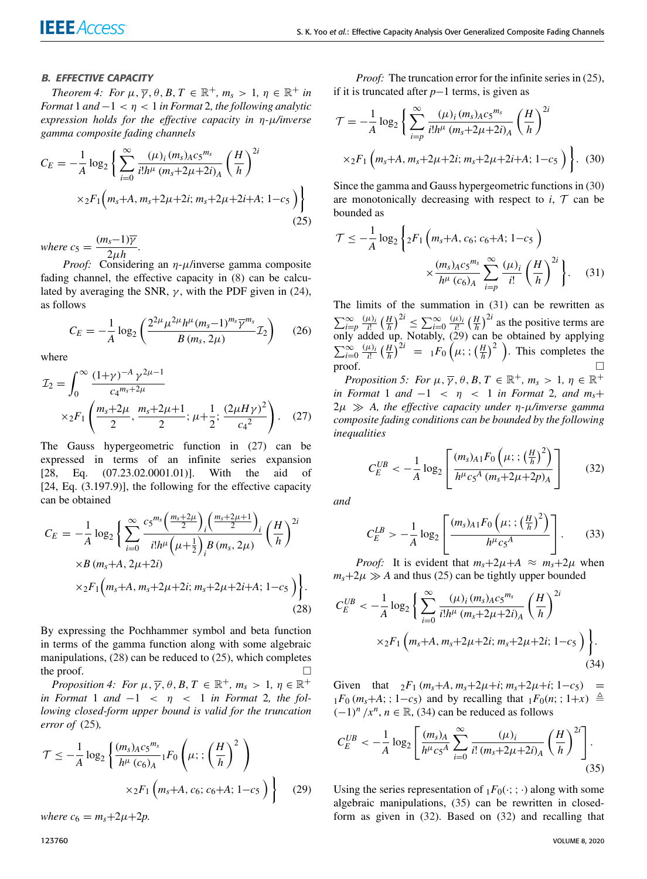### B. EFFECTIVE CAPACITY

*Theorem 4: For $\mu, \overline{\gamma}, \theta, B, T \in \mathbb{R}^{+}$, $m_s > 1$, $\eta \in \mathbb{R}^{+}$ in Format 1 and $-1 < \eta < 1$ in Format 2, the following analytic expression holds for the effective capacity in η-μ/inverse gamma composite fading channels*

$$C_E = -\frac{1}{A}\log_2\left\{\sum_{i=0}^{\infty}\frac{(\mu)_i\,(m_s)_A c_5^{m_s}}{i!h^{\mu}\,(m_s+2\mu+2i)_A}\left(\frac{H}{h}\right)^{2i}\right.$$
$$\left.\times {}_2F_1\left(m_s+A,\, m_s+2\mu+2i;\, m_s+2\mu+2i+A;\, 1-c_5\right)\right\} \tag{25}$$

*where* $c_5 = \frac{(m_s-1)\overline{\gamma}}{2\mu h}$.

*Proof:* Considering an η-μ/inverse gamma composite fading channel, the effective capacity in (8) can be calculated by averaging the SNR, $\gamma$, with the PDF given in (24), as follows

$$C_E = -\frac{1}{A}\log_2\left(\frac{2^{2\mu}\mu^{2\mu}h^{\mu}(m_s-1)^{m_s}\overline{\gamma}^{m_s}}{B\left(m_s, 2\mu\right)}\mathcal{I}_2\right) \tag{26}$$

where

$$\mathcal{I}_2 = \int_0^{\infty}\frac{(1+\gamma)^{-A}\,\gamma^{2\mu-1}}{c_4{}^{m_s+2\mu}}$$
$$\times {}_2F_1\left(\frac{m_s+2\mu}{2},\, \frac{m_s+2\mu+1}{2};\, \mu+\frac{1}{2};\, \frac{(2\mu H\gamma)^2}{c_4{}^2}\right). \tag{27}$$

The Gauss hypergeometric function in (27) can be expressed in terms of an infinite series expansion [28, Eq. (07.23.02.0001.01)]. With the aid of [24, Eq. (3.197.9)], the following for the effective capacity can be obtained

$$C_E = -\frac{1}{A}\log_2\left\{\sum_{i=0}^{\infty}\frac{c_5{}^{m_s}\left(\frac{m_s+2\mu}{2}\right)_i\left(\frac{m_s+2\mu+1}{2}\right)_i}{i!h^{\mu}\left(\mu+\frac{1}{2}\right)_i B\left(m_s, 2\mu\right)}\left(\frac{H}{h}\right)^{2i}\right.$$
$$\times B\left(m_s+A,\, 2\mu+2i\right)$$
$$\left.\times {}_2F_1\left(m_s+A,\, m_s+2\mu+2i;\, m_s+2\mu+2i+A;\, 1-c_5\right)\right\}. \tag{28}$$

By expressing the Pochhammer symbol and beta function in terms of the gamma function along with some algebraic manipulations, (28) can be reduced to (25), which completes the proof. □

*Proposition 4: For $\mu, \overline{\gamma}, \theta, B, T \in \mathbb{R}^{+}$, $m_s > 1$, $\eta \in \mathbb{R}^{+}$ in Format 1 and $-1 < \eta < 1$ in Format 2, the following closed-form upper bound is valid for the truncation error of (25),*

$$\mathcal{T} \leq -\frac{1}{A}\log_2\left\{\frac{(m_s)_A c_5{}^{m_s}}{h^{\mu}\,(c_6)_A}{}_1F_0\left(\mu;\,;\left(\frac{H}{h}\right)^2\right)\right.$$
$$\left.\times {}_2F_1\left(m_s+A,\, c_6;\, c_6+A;\, 1-c_5\right)\right\} \tag{29}$$

*where* $c_6 = m_s+2\mu+2p$.

*Proof:* The truncation error for the infinite series in (25), if it is truncated after $p-1$ terms, is given as

$$\mathcal{T} = -\frac{1}{A}\log_2\left\{\sum_{i=p}^{\infty}\frac{(\mu)_i\,(m_s)_A c_5{}^{m_s}}{i!h^{\mu}\,(m_s+2\mu+2i)_A}\left(\frac{H}{h}\right)^{2i}\right.$$
$$\left.\times {}_2F_1\left(m_s+A,\, m_s+2\mu+2i;\, m_s+2\mu+2i+A;\, 1-c_5\right)\right\}. \tag{30}$$

Since the gamma and Gauss hypergeometric functions in (30) are monotonically decreasing with respect to $i$, $\mathcal{T}$ can be bounded as

$$\mathcal{T} \leq -\frac{1}{A}\log_2\left\{{}_2F_1\left(m_s+A,\, c_6;\, c_6+A;\, 1-c_5\right)\right.$$
$$\left.\times\frac{(m_s)_A c_5{}^{m_s}}{h^{\mu}\,(c_6)_A}\sum_{i=p}^{\infty}\frac{(\mu)_i}{i!}\left(\frac{H}{h}\right)^{2i}\right\}. \tag{31}$$

The limits of the summation in (31) can be rewritten as $\sum_{i=p}^{\infty}\frac{(\mu)_i}{i!}\left(\frac{H}{h}\right)^{2i} \leq \sum_{i=0}^{\infty}\frac{(\mu)_i}{i!}\left(\frac{H}{h}\right)^{2i}$ as the positive terms are only added up. Notably, (29) can be obtained by applying $\sum_{i=0}^{\infty}\frac{(\mu)_i}{i!}\left(\frac{H}{h}\right)^{2i} = {}_1F_0\left(\mu;\,;\left(\frac{H}{h}\right)^2\right)$. This completes the proof. □

*Proposition 5: For $\mu, \overline{\gamma}, \theta, B, T \in \mathbb{R}^{+}$, $m_s > 1$, $\eta \in \mathbb{R}^{+}$ in Format 1 and $-1 < \eta < 1$ in Format 2, and $m_s + 2\mu \gg A$, the effective capacity under η-μ/inverse gamma composite fading conditions can be bounded by the following inequalities*

$$C_E^{UB} < -\frac{1}{A}\log_2\left[\frac{(m_s)_A {}_1F_0\left(\mu;\,;\left(\frac{H}{h}\right)^2\right)}{h^{\mu}c_5{}^A\,(m_s+2\mu+2p)_A}\right] \tag{32}$$

*and*

$$C_E^{LB} > -\frac{1}{A}\log_2\left[\frac{(m_s)_A {}_1F_0\left(\mu;\,;\left(\frac{H}{h}\right)^2\right)}{h^{\mu}c_5{}^A}\right]. \tag{33}$$

*Proof:* It is evident that $m_s+2\mu+A \approx m_s+2\mu$ when $m_s+2\mu \gg A$ and thus (25) can be tightly upper bounded

$$C_E^{UB} < -\frac{1}{A}\log_2\left\{\sum_{i=0}^{\infty}\frac{(\mu)_i\,(m_s)_A c_5{}^{m_s}}{i!h^{\mu}\,(m_s+2\mu+2i)_A}\left(\frac{H}{h}\right)^{2i}\right.$$
$$\left.\times {}_2F_1\left(m_s+A,\, m_s+2\mu+2i;\, m_s+2\mu+2i;\, 1-c_5\right)\right\}. \tag{34}$$

Given that ${}_2F_1\left(m_s+A, m_s+2\mu+i; m_s+2\mu+i; 1-c_5\right) = {}_1F_0\left(m_s+A;\,; 1-c_5\right)$ and by recalling that ${}_1F_0(n;\,;1+x) \triangleq (-1)^n/x^n$, $n \in \mathbb{R}$, (34) can be reduced as follows

$$C_E^{UB} < -\frac{1}{A}\log_2\left[\frac{(m_s)_A}{h^{\mu}c_5{}^A}\sum_{i=0}^{\infty}\frac{(\mu)_i}{i!\,(m_s+2\mu+2i)_A}\left(\frac{H}{h}\right)^{2i}\right]. \tag{35}$$

Using the series representation of ${}_1F_0(\cdot;\,;\cdot)$ along with some algebraic manipulations, (35) can be rewritten in closed-form as given in (32). Based on (32) and recalling that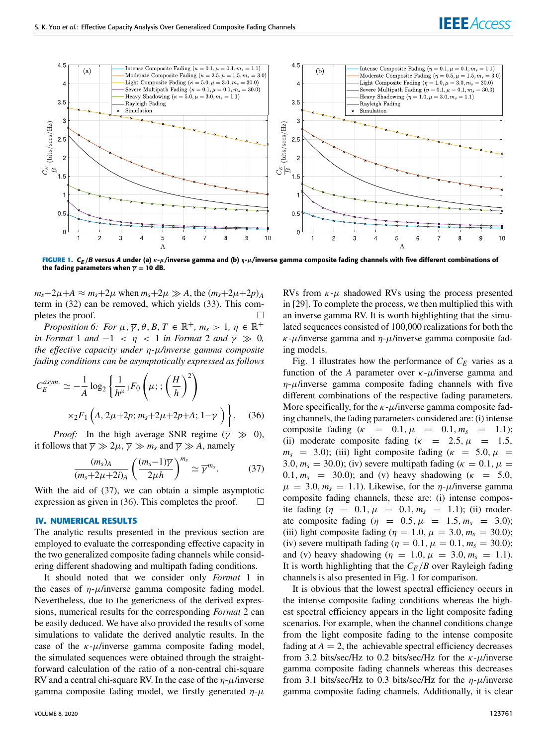FIGURE 1. $C_E/B$ versus $A$ under (a) $\kappa$-$\mu$/inverse gamma and (b) $\eta$-$\mu$/inverse gamma composite fading channels with five different combinations of the fading parameters when $\overline{\gamma} = 10$ dB.

$m_s{+}2\mu{+}A \approx m_s{+}2\mu$ when $m_s{+}2\mu \gg A$, the $(m_s{+}2\mu{+}2p)_A$ term in (32) can be removed, which yields (33). This completes the proof. $\square$

*Proposition 6: For $\mu, \overline{\gamma}, \theta, B, T \in \mathbb{R}^+$, $m_s > 1$, $\eta \in \mathbb{R}^+$ in Format 1 and $-1 < \eta < 1$ in Format 2 and $\overline{\gamma} \gg 0$, the effective capacity under $\eta$-$\mu$/inverse gamma composite fading conditions can be asymptotically expressed as follows*

$$C_E^{asym.} \simeq -\frac{1}{A}\log_2\left\{\frac{1}{h^\mu}{}_1F_0\left(\mu;;\left(\frac{H}{h}\right)^2\right)\right. \times {}_2F_1\left(A, 2\mu{+}2p; m_s{+}2\mu{+}2p{+}A; 1{-}\overline{\gamma}\right)\Bigg\}. \quad (36)$$

*Proof:* In the high average SNR regime ($\overline{\gamma} \gg 0$), it follows that $\overline{\gamma} \gg 2\mu$, $\overline{\gamma} \gg m_s$ and $\overline{\gamma} \gg A$, namely

$$\frac{(m_s)_A}{(m_s{+}2\mu{+}2i)_A}\left(\frac{(m_s{-}1)\overline{\gamma}}{2\mu h}\right)^{m_s} \simeq \overline{\gamma}^{m_s}. \quad (37)$$

With the aid of (37), we can obtain a simple asymptotic expression as given in (36). This completes the proof. $\square$

## IV. NUMERICAL RESULTS

The analytic results presented in the previous section are employed to evaluate the corresponding effective capacity in the two generalized composite fading channels while considering different shadowing and multipath fading conditions.

It should noted that we consider only *Format* 1 in the cases of $\eta$-$\mu$/inverse gamma composite fading model. Nevertheless, due to the genericness of the derived expressions, numerical results for the corresponding *Format* 2 can be easily deduced. We have also provided the results of some simulations to validate the derived analytic results. In the case of the $\kappa$-$\mu$/inverse gamma composite fading model, the simulated sequences were obtained through the straightforward calculation of the ratio of a non-central chi-square RV and a central chi-square RV. In the case of the $\eta$-$\mu$/inverse gamma composite fading model, we firstly generated $\eta$-$\mu$ RVs from $\kappa$-$\mu$ shadowed RVs using the process presented in [29]. To complete the process, we then multiplied this with an inverse gamma RV. It is worth highlighting that the simulated sequences consisted of 100,000 realizations for both the $\kappa$-$\mu$/inverse gamma and $\eta$-$\mu$/inverse gamma composite fading models.

Fig. 1 illustrates how the performance of $C_E$ varies as a function of the $A$ parameter over $\kappa$-$\mu$/inverse gamma and $\eta$-$\mu$/inverse gamma composite fading channels with five different combinations of the respective fading parameters. More specifically, for the $\kappa$-$\mu$/inverse gamma composite fading channels, the fading parameters considered are: (i) intense composite fading ($\kappa = 0.1, \mu = 0.1, m_s = 1.1$); (ii) moderate composite fading ($\kappa = 2.5, \mu = 1.5, m_s = 3.0$); (iii) light composite fading ($\kappa = 5.0, \mu = 3.0, m_s = 30.0$); (iv) severe multipath fading ($\kappa = 0.1, \mu = 0.1, m_s = 30.0$); and (v) heavy shadowing ($\kappa = 5.0, \mu = 3.0, m_s = 1.1$). Likewise, for the $\eta$-$\mu$/inverse gamma composite fading channels, these are: (i) intense composite fading ($\eta = 0.1, \mu = 0.1, m_s = 1.1$); (ii) moderate composite fading ($\eta = 0.5, \mu = 1.5, m_s = 3.0$); (iii) light composite fading ($\eta = 1.0, \mu = 3.0, m_s = 30.0$); (iv) severe multipath fading ($\eta = 0.1, \mu = 0.1, m_s = 30.0$); and (v) heavy shadowing ($\eta = 1.0, \mu = 3.0, m_s = 1.1$). It is worth highlighting that the $C_E/B$ over Rayleigh fading channels is also presented in Fig. 1 for comparison.

It is obvious that the lowest spectral efficiency occurs in the intense composite fading conditions whereas the highest spectral efficiency appears in the light composite fading scenarios. For example, when the channel conditions change from the light composite fading to the intense composite fading at $A = 2$, the achievable spectral efficiency decreases from 3.2 bits/sec/Hz to 0.2 bits/sec/Hz for the $\kappa$-$\mu$/inverse gamma composite fading channels whereas this decreases from 3.1 bits/sec/Hz to 0.3 bits/sec/Hz for the $\eta$-$\mu$/inverse gamma composite fading channels. Additionally, it is clear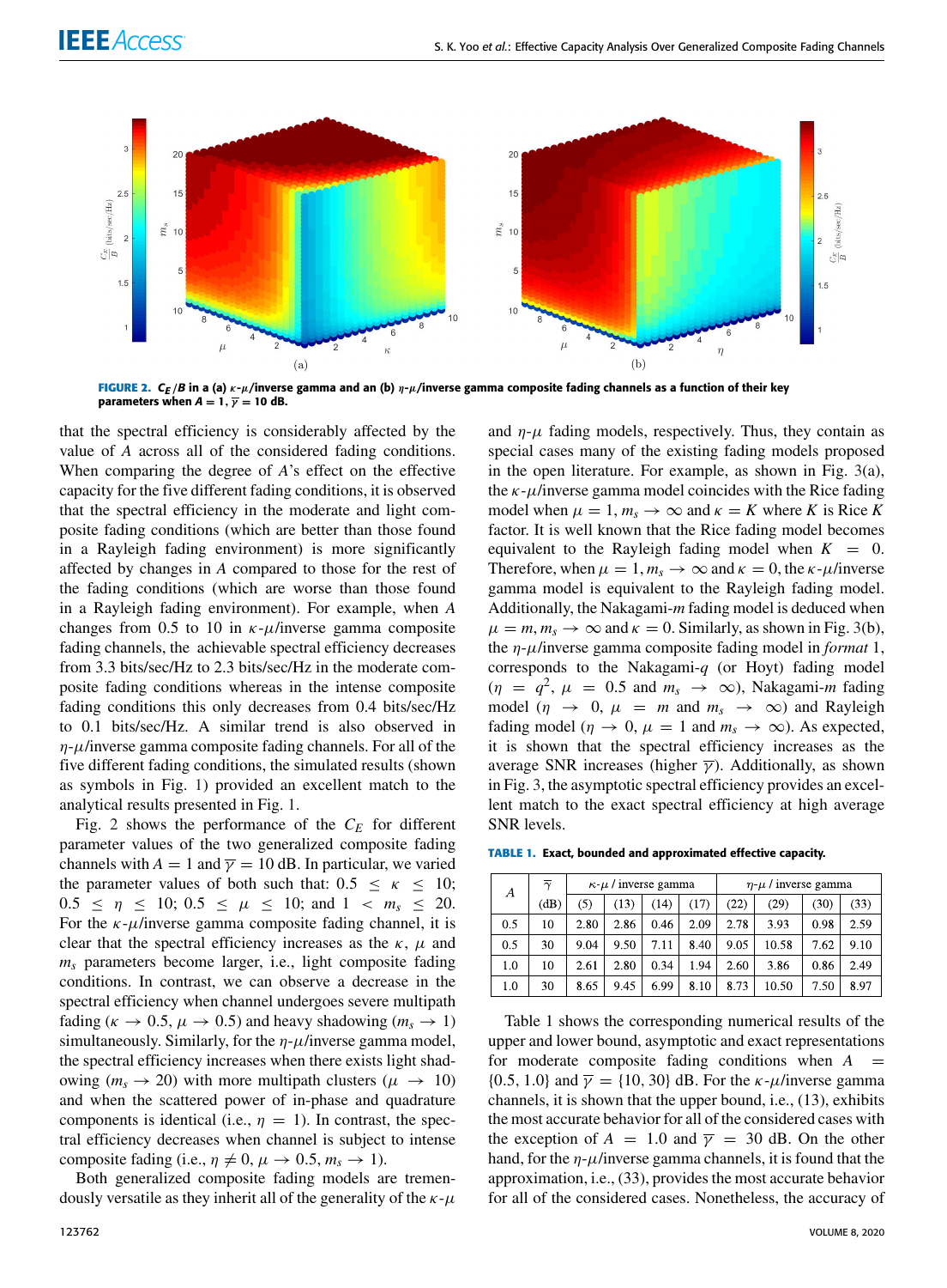FIGURE 2. $C_E/B$ in a (a) $\kappa$-$\mu$/inverse gamma and an (b) $\eta$-$\mu$/inverse gamma composite fading channels as a function of their key parameters when $A = 1$, $\overline{\gamma} = 10$ dB.

that the spectral efficiency is considerably affected by the value of $A$ across all of the considered fading conditions. When comparing the degree of $A$'s effect on the effective capacity for the five different fading conditions, it is observed that the spectral efficiency in the moderate and light composite fading conditions (which are better than those found in a Rayleigh fading environment) is more significantly affected by changes in $A$ compared to those for the rest of the fading conditions (which are worse than those found in a Rayleigh fading environment). For example, when $A$ changes from 0.5 to 10 in $\kappa$-$\mu$/inverse gamma composite fading channels, the achievable spectral efficiency decreases from 3.3 bits/sec/Hz to 2.3 bits/sec/Hz in the moderate composite fading conditions whereas in the intense composite fading conditions this only decreases from 0.4 bits/sec/Hz to 0.1 bits/sec/Hz. A similar trend is also observed in $\eta$-$\mu$/inverse gamma composite fading channels. For all of the five different fading conditions, the simulated results (shown as symbols in Fig. 1) provided an excellent match to the analytical results presented in Fig. 1.

Fig. 2 shows the performance of the $C_E$ for different parameter values of the two generalized composite fading channels with $A = 1$ and $\overline{\gamma} = 10$ dB. In particular, we varied the parameter values of both such that: $0.5 \leq \kappa \leq 10$; $0.5 \leq \eta \leq 10$; $0.5 \leq \mu \leq 10$; and $1 < m_s \leq 20$. For the $\kappa$-$\mu$/inverse gamma composite fading channel, it is clear that the spectral efficiency increases as the $\kappa$, $\mu$ and $m_s$ parameters become larger, i.e., light composite fading conditions. In contrast, we can observe a decrease in the spectral efficiency when channel undergoes severe multipath fading ($\kappa \to 0.5$, $\mu \to 0.5$) and heavy shadowing ($m_s \to 1$) simultaneously. Similarly, for the $\eta$-$\mu$/inverse gamma model, the spectral efficiency increases when there exists light shadowing ($m_s \to 20$) with more multipath clusters ($\mu \to 10$) and when the scattered power of in-phase and quadrature components is identical (i.e., $\eta = 1$). In contrast, the spectral efficiency decreases when channel is subject to intense composite fading (i.e., $\eta \neq 0$, $\mu \to 0.5$, $m_s \to 1$).

Both generalized composite fading models are tremendously versatile as they inherit all of the generality of the $\kappa$-$\mu$ and $\eta$-$\mu$ fading models, respectively. Thus, they contain as special cases many of the existing fading models proposed in the open literature. For example, as shown in Fig. 3(a), the $\kappa$-$\mu$/inverse gamma model coincides with the Rice fading model when $\mu = 1$, $m_s \to \infty$ and $\kappa = K$ where $K$ is Rice $K$ factor. It is well known that the Rice fading model becomes equivalent to the Rayleigh fading model when $K = 0$. Therefore, when $\mu = 1$, $m_s \to \infty$ and $\kappa = 0$, the $\kappa$-$\mu$/inverse gamma model is equivalent to the Rayleigh fading model. Additionally, the Nakagami-$m$ fading model is deduced when $\mu = m$, $m_s \to \infty$ and $\kappa = 0$. Similarly, as shown in Fig. 3(b), the $\eta$-$\mu$/inverse gamma composite fading model in *format* 1, corresponds to the Nakagami-$q$ (or Hoyt) fading model ($\eta = q^2$, $\mu = 0.5$ and $m_s \to \infty$), Nakagami-$m$ fading model ($\eta \to 0$, $\mu = m$ and $m_s \to \infty$) and Rayleigh fading model ($\eta \to 0$, $\mu = 1$ and $m_s \to \infty$). As expected, it is shown that the spectral efficiency increases as the average SNR increases (higher $\overline{\gamma}$). Additionally, as shown in Fig. 3, the asymptotic spectral efficiency provides an excellent match to the exact spectral efficiency at high average SNR levels.

TABLE 1. Exact, bounded and approximated effective capacity.

| $A$ | $\overline{\gamma}$ | $\kappa$-$\mu$ / inverse gamma | | | | $\eta$-$\mu$ / inverse gamma | | | |
|---|---|---|---|---|---|---|---|---|---|
| | (dB) | (5) | (13) | (14) | (17) | (22) | (29) | (30) | (33) |
| 0.5 | 10 | 2.80 | 2.86 | 0.46 | 2.09 | 2.78 | 3.93 | 0.98 | 2.59 |
| 0.5 | 30 | 9.04 | 9.50 | 7.11 | 8.40 | 9.05 | 10.58 | 7.62 | 9.10 |
| 1.0 | 10 | 2.61 | 2.80 | 0.34 | 1.94 | 2.60 | 3.86 | 0.86 | 2.49 |
| 1.0 | 30 | 8.65 | 9.45 | 6.99 | 8.10 | 8.73 | 10.50 | 7.50 | 8.97 |

Table 1 shows the corresponding numerical results of the upper and lower bound, asymptotic and exact representations for moderate composite fading conditions when $A = \{0.5, 1.0\}$ and $\overline{\gamma} = \{10, 30\}$ dB. For the $\kappa$-$\mu$/inverse gamma channels, it is shown that the upper bound, i.e., (13), exhibits the most accurate behavior for all of the considered cases with the exception of $A = 1.0$ and $\overline{\gamma} = 30$ dB. On the other hand, for the $\eta$-$\mu$/inverse gamma channels, it is found that the approximation, i.e., (33), provides the most accurate behavior for all of the considered cases. Nonetheless, the accuracy of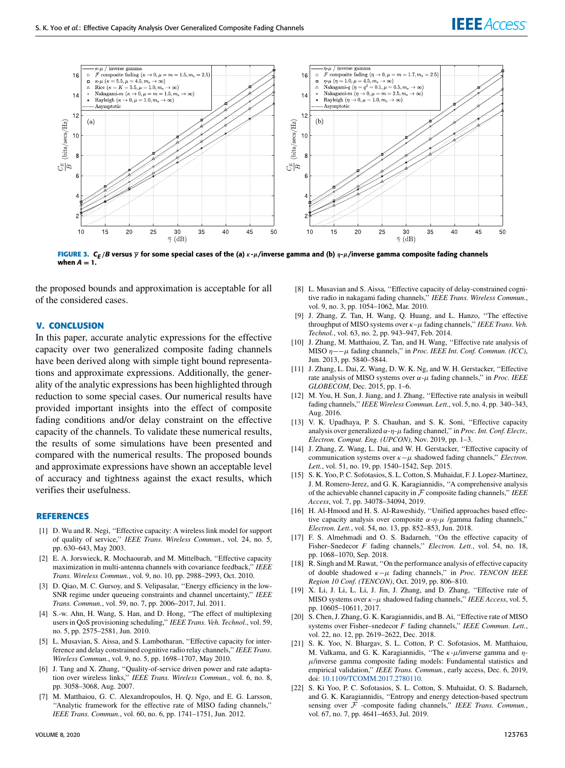FIGURE 3. $C_E/B$ versus $\bar{\gamma}$ for some special cases of the (a) $\kappa$-$\mu$/inverse gamma and (b) $\eta$-$\mu$/inverse gamma composite fading channels when $A = 1$.

the proposed bounds and approximation is acceptable for all of the considered cases.

## V. CONCLUSION

In this paper, accurate analytic expressions for the effective capacity over two generalized composite fading channels have been derived along with simple tight bound representations and approximate expressions. Additionally, the generality of the analytic expressions has been highlighted through reduction to some special cases. Our numerical results have provided important insights into the effect of composite fading conditions and/or delay constraint on the effective capacity of the channels. To validate these numerical results, the results of some simulations have been presented and compared with the numerical results. The proposed bounds and approximate expressions have shown an acceptable level of accuracy and tightness against the exact results, which verifies their usefulness.

## REFERENCES

[1] D. Wu and R. Negi, "Effective capacity: A wireless link model for support of quality of service," *IEEE Trans. Wireless Commun.*, vol. 24, no. 5, pp. 630–643, May 2003.

[2] E. A. Jorswieck, R. Mochaourab, and M. Mittelbach, "Effective capacity maximization in multi-antenna channels with covariance feedback," *IEEE Trans. Wireless Commun.*, vol. 9, no. 10, pp. 2988–2993, Oct. 2010.

[3] D. Qiao, M. C. Gursoy, and S. Velipasalar, "Energy efficiency in the low-SNR regime under queueing constraints and channel uncertainty," *IEEE Trans. Commun.*, vol. 59, no. 7, pp. 2006–2017, Jul. 2011.

[4] S.-w. Ahn, H. Wang, S. Han, and D. Hong, "The effect of multiplexing users in QoS provisioning scheduling," *IEEE Trans. Veh. Technol.*, vol. 59, no. 5, pp. 2575–2581, Jun. 2010.

[5] L. Musavian, S. Aissa, and S. Lambotharan, "Effective capacity for interference and delay constrained cognitive radio relay channels," *IEEE Trans. Wireless Commun.*, vol. 9, no. 5, pp. 1698–1707, May 2010.

[6] J. Tang and X. Zhang, "Quality-of-service driven power and rate adaptation over wireless links," *IEEE Trans. Wireless Commun.*, vol. 6, no. 8, pp. 3058–3068, Aug. 2007.

[7] M. Matthaiou, G. C. Alexandropoulos, H. Q. Ngo, and E. G. Larsson, "Analytic framework for the effective rate of MISO fading channels," *IEEE Trans. Commun.*, vol. 60, no. 6, pp. 1741–1751, Jun. 2012.

[8] L. Musavian and S. Aissa, "Effective capacity of delay-constrained cognitive radio in nakagami fading channels," *IEEE Trans. Wireless Commun.*, vol. 9, no. 3, pp. 1054–1062, Mar. 2010.

[9] J. Zhang, Z. Tan, H. Wang, Q. Huang, and L. Hanzo, "The effective throughput of MISO systems over $\kappa$–$\mu$ fading channels," *IEEE Trans. Veh. Technol.*, vol. 63, no. 2, pp. 943–947, Feb. 2014.

[10] J. Zhang, M. Matthaiou, Z. Tan, and H. Wang, "Effective rate analysis of MISO $\eta$−−$\mu$ fading channels," in *Proc. IEEE Int. Conf. Commun. (ICC)*, Jun. 2013, pp. 5840–5844.

[11] J. Zhang, L. Dai, Z. Wang, D. W. K. Ng, and W. H. Gerstacker, "Effective rate analysis of MISO systems over $\alpha$-$\mu$ fading channels," in *Proc. IEEE GLOBECOM*, Dec. 2015, pp. 1–6.

[12] M. You, H. Sun, J. Jiang, and J. Zhang, "Effective rate analysis in weibull fading channels," *IEEE Wireless Commun. Lett.*, vol. 5, no. 4, pp. 340–343, Aug. 2016.

[13] V. K. Upadhaya, P. S. Chauhan, and S. K. Soni, "Effective capacity analysis over generalized $\alpha$-$\eta$-$\mu$ fading channel," in *Proc. Int. Conf. Electr., Electron. Comput. Eng. (UPCON)*, Nov. 2019, pp. 1–3.

[14] J. Zhang, Z. Wang, L. Dai, and W. H. Gerstacker, "Effective capacity of communication systems over $\kappa$−$\mu$ shadowed fading channels," *Electron. Lett.*, vol. 51, no. 19, pp. 1540–1542, Sep. 2015.

[15] S. K. Yoo, P. C. Sofotasios, S. L. Cotton, S. Muhaidat, F. J. Lopez-Martinez, J. M. Romero-Jerez, and G. K. Karagiannidis, "A comprehensive analysis of the achievable channel capacity in $\mathcal{F}$ composite fading channels," *IEEE Access*, vol. 7, pp. 34078–34094, 2019.

[16] H. Al-Hmood and H. S. Al-Raweshidy, "Unified approaches based effective capacity analysis over composite $\alpha$-$\eta$-$\mu$ /gamma fading channels," *Electron. Lett.*, vol. 54, no. 13, pp. 852–853, Jun. 2018.

[17] F. S. Almehmadi and O. S. Badarneh, "On the effective capacity of Fisher–Snedecor *F* fading channels," *Electron. Lett.*, vol. 54, no. 18, pp. 1068–1070, Sep. 2018.

[18] R. Singh and M. Rawat, "On the performance analysis of effective capacity of double shadowed $\kappa$−$\mu$ fading channels," in *Proc. TENCON IEEE Region 10 Conf. (TENCON)*, Oct. 2019, pp. 806–810.

[19] X. Li, J. Li, L. Li, J. Jin, J. Zhang, and D. Zhang, "Effective rate of MISO systems over $\kappa$–$\mu$ shadowed fading channels," *IEEE Access*, vol. 5, pp. 10605–10611, 2017.

[20] S. Chen, J. Zhang, G. K. Karagiannidis, and B. Ai, "Effective rate of MISO systems over Fisher–snedecor *F* fading channels," *IEEE Commun. Lett.*, vol. 22, no. 12, pp. 2619–2622, Dec. 2018.

[21] S. K. Yoo, N. Bhargav, S. L. Cotton, P. C. Sofotasios, M. Matthaiou, M. Valkama, and G. K. Karagiannidis, "The $\kappa$-$\mu$/inverse gamma and $\eta$-$\mu$/inverse gamma composite fading models: Fundamental statistics and empirical validation," *IEEE Trans. Commun.*, early access, Dec. 6, 2019, doi: 10.1109/TCOMM.2017.2780110.

[22] S. Ki Yoo, P. C. Sofotasios, S. L. Cotton, S. Muhaidat, O. S. Badarneh, and G. K. Karagiannidis, "Entropy and energy detection-based spectrum sensing over $\mathcal{F}$ -composite fading channels," *IEEE Trans. Commun.*, vol. 67, no. 7, pp. 4641–4653, Jul. 2019.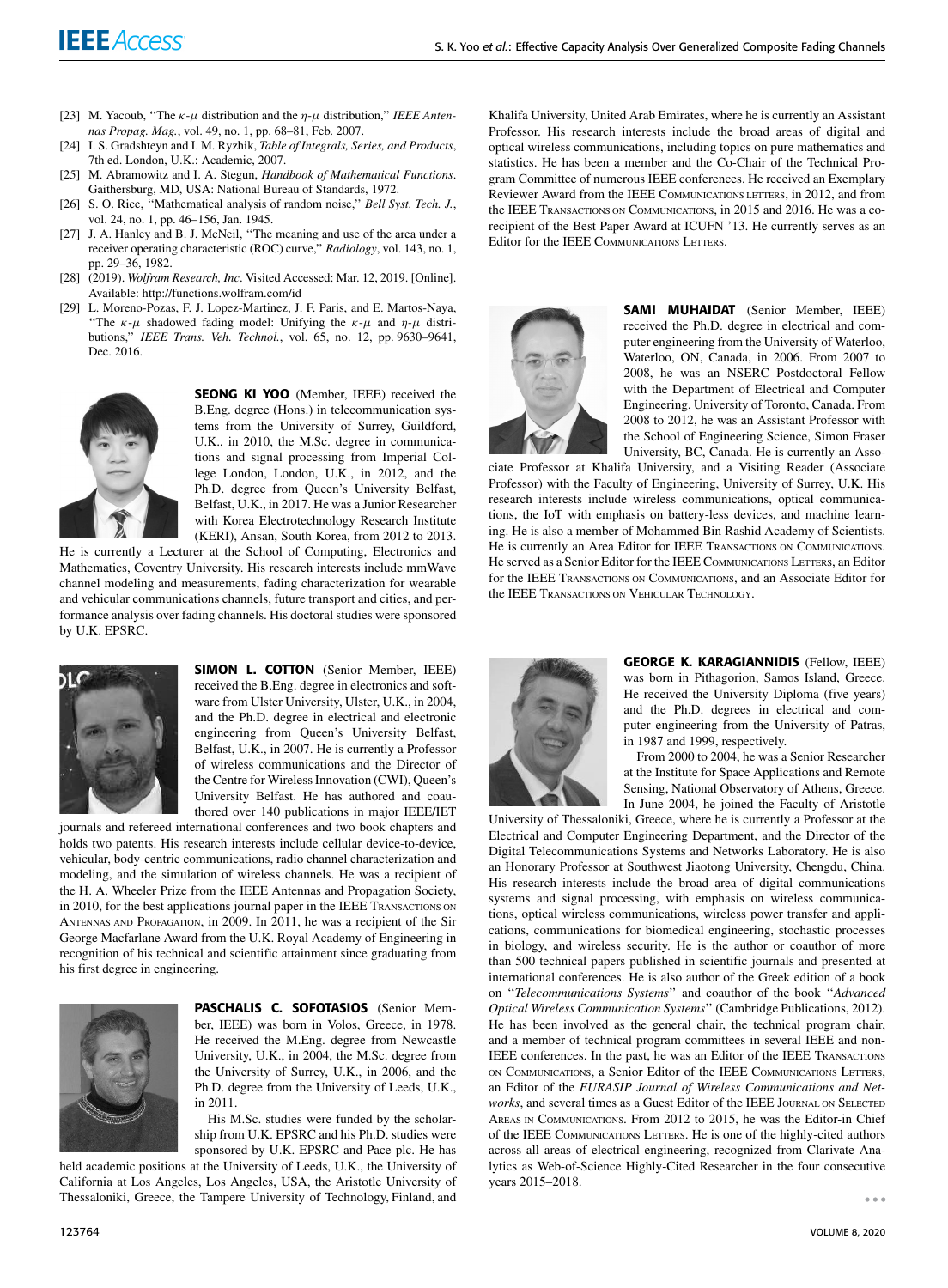[23] M. Yacoub, "The $\kappa$-$\mu$ distribution and the $\eta$-$\mu$ distribution," *IEEE Antennas Propag. Mag.*, vol. 49, no. 1, pp. 68–81, Feb. 2007.

[24] I. S. Gradshteyn and I. M. Ryzhik, *Table of Integrals, Series, and Products*, 7th ed. London, U.K.: Academic, 2007.

[25] M. Abramowitz and I. A. Stegun, *Handbook of Mathematical Functions*. Gaithersburg, MD, USA: National Bureau of Standards, 1972.

[26] S. O. Rice, "Mathematical analysis of random noise," *Bell Syst. Tech. J.*, vol. 24, no. 1, pp. 46–156, Jan. 1945.

[27] J. A. Hanley and B. J. McNeil, "The meaning and use of the area under a receiver operating characteristic (ROC) curve," *Radiology*, vol. 143, no. 1, pp. 29–36, 1982.

[28] (2019). *Wolfram Research, Inc*. Visited Accessed: Mar. 12, 2019. [Online]. Available: http://functions.wolfram.com/id

[29] L. Moreno-Pozas, F. J. Lopez-Martinez, J. F. Paris, and E. Martos-Naya, "The $\kappa$-$\mu$ shadowed fading model: Unifying the $\kappa$-$\mu$ and $\eta$-$\mu$ distributions," *IEEE Trans. Veh. Technol.*, vol. 65, no. 12, pp. 9630–9641, Dec. 2016.

**SEONG KI YOO** (Member, IEEE) received the B.Eng. degree (Hons.) in telecommunication systems from the University of Surrey, Guildford, U.K., in 2010, the M.Sc. degree in communications and signal processing from Imperial College London, London, U.K., in 2012, and the Ph.D. degree from Queen's University Belfast, Belfast, U.K., in 2017. He was a Junior Researcher with Korea Electrotechnology Research Institute (KERI), Ansan, South Korea, from 2012 to 2013. He is currently a Lecturer at the School of Computing, Electronics and Mathematics, Coventry University. His research interests include mmWave channel modeling and measurements, fading characterization for wearable and vehicular communications channels, future transport and cities, and performance analysis over fading channels. His doctoral studies were sponsored by U.K. EPSRC.

**SIMON L. COTTON** (Senior Member, IEEE) received the B.Eng. degree in electronics and software from Ulster University, Ulster, U.K., in 2004, and the Ph.D. degree in electrical and electronic engineering from Queen's University Belfast, Belfast, U.K., in 2007. He is currently a Professor of wireless communications and the Director of the Centre for Wireless Innovation (CWI), Queen's University Belfast. He has authored and coauthored over 140 publications in major IEEE/IET journals and refereed international conferences and two book chapters and holds two patents. His research interests include cellular device-to-device, vehicular, body-centric communications, radio channel characterization and modeling, and the simulation of wireless channels. He was a recipient of the H. A. Wheeler Prize from the IEEE Antennas and Propagation Society, in 2010, for the best applications journal paper in the IEEE TRANSACTIONS ON ANTENNAS AND PROPAGATION, in 2009. In 2011, he was a recipient of the Sir George Macfarlane Award from the U.K. Royal Academy of Engineering in recognition of his technical and scientific attainment since graduating from his first degree in engineering.

**PASCHALIS C. SOFOTASIOS** (Senior Member, IEEE) was born in Volos, Greece, in 1978. He received the M.Eng. degree from Newcastle University, U.K., in 2004, the M.Sc. degree from the University of Surrey, U.K., in 2006, and the Ph.D. degree from the University of Leeds, U.K., in 2011.

His M.Sc. studies were funded by the scholarship from U.K. EPSRC and his Ph.D. studies were sponsored by U.K. EPSRC and Pace plc. He has held academic positions at the University of Leeds, U.K., the University of California at Los Angeles, Los Angeles, USA, the Aristotle University of Thessaloniki, Greece, the Tampere University of Technology, Finland, and Khalifa University, United Arab Emirates, where he is currently an Assistant Professor. His research interests include the broad areas of digital and optical wireless communications, including topics on pure mathematics and statistics. He has been a member and the Co-Chair of the Technical Program Committee of numerous IEEE conferences. He received an Exemplary Reviewer Award from the IEEE COMMUNICATIONS LETTERS, in 2012, and from the IEEE TRANSACTIONS ON COMMUNICATIONS, in 2015 and 2016. He was a co-recipient of the Best Paper Award at ICUFN '13. He currently serves as an Editor for the IEEE COMMUNICATIONS LETTERS.

**SAMI MUHAIDAT** (Senior Member, IEEE) received the Ph.D. degree in electrical and computer engineering from the University of Waterloo, Waterloo, ON, Canada, in 2006. From 2007 to 2008, he was an NSERC Postdoctoral Fellow with the Department of Electrical and Computer Engineering, University of Toronto, Canada. From 2008 to 2012, he was an Assistant Professor with the School of Engineering Science, Simon Fraser University, BC, Canada. He is currently an Associate Professor at Khalifa University, and a Visiting Reader (Associate Professor) with the Faculty of Engineering, University of Surrey, U.K. His research interests include wireless communications, optical communications, the IoT with emphasis on battery-less devices, and machine learning. He is also a member of Mohammed Bin Rashid Academy of Scientists. He is currently an Area Editor for IEEE TRANSACTIONS ON COMMUNICATIONS. He served as a Senior Editor for the IEEE COMMUNICATIONS LETTERS, an Editor for the IEEE TRANSACTIONS ON COMMUNICATIONS, and an Associate Editor for the IEEE TRANSACTIONS ON VEHICULAR TECHNOLOGY.

**GEORGE K. KARAGIANNIDIS** (Fellow, IEEE) was born in Pithagorion, Samos Island, Greece. He received the University Diploma (five years) and the Ph.D. degrees in electrical and computer engineering from the University of Patras, in 1987 and 1999, respectively.

From 2000 to 2004, he was a Senior Researcher at the Institute for Space Applications and Remote Sensing, National Observatory of Athens, Greece. In June 2004, he joined the Faculty of Aristotle University of Thessaloniki, Greece, where he is currently a Professor at the Electrical and Computer Engineering Department, and the Director of the Digital Telecommunications Systems and Networks Laboratory. He is also an Honorary Professor at Southwest Jiaotong University, Chengdu, China. His research interests include the broad area of digital communications systems and signal processing, with emphasis on wireless communications, optical wireless communications, wireless power transfer and applications, communications for biomedical engineering, stochastic processes in biology, and wireless security. He is the author or coauthor of more than 500 technical papers published in scientific journals and presented at international conferences. He is also author of the Greek edition of a book on "*Telecommunications Systems*" and coauthor of the book "*Advanced Optical Wireless Communication Systems*" (Cambridge Publications, 2012). He has been involved as the general chair, the technical program chair, and a member of technical program committees in several IEEE and non-IEEE conferences. In the past, he was an Editor of the IEEE TRANSACTIONS ON COMMUNICATIONS, a Senior Editor of the IEEE COMMUNICATIONS LETTERS, an Editor of the *EURASIP Journal of Wireless Communications and Networks*, and several times as a Guest Editor of the IEEE JOURNAL ON SELECTED AREAS IN COMMUNICATIONS. From 2012 to 2015, he was the Editor-in Chief of the IEEE COMMUNICATIONS LETTERS. He is one of the highly-cited authors across all areas of electrical engineering, recognized from Clarivate Analytics as Web-of-Science Highly-Cited Researcher in the four consecutive years 2015–2018.